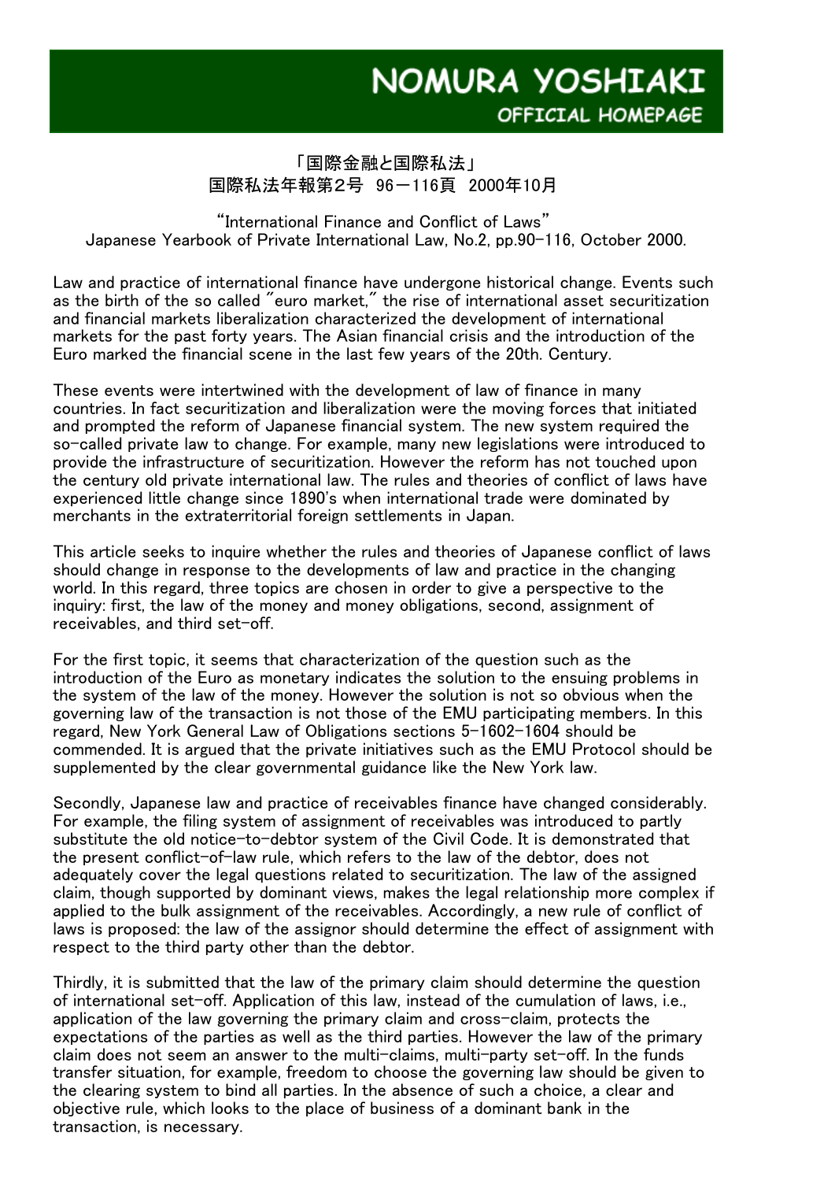# NOMURA YOSHIAKI
## OFFICIAL HOMEPAGE

「国際金融と国際私法」
国際私法年報第2号　96－116頁　2000年10月

"International Finance and Conflict of Laws"
Japanese Yearbook of Private International Law, No.2, pp.90-116, October 2000.

Law and practice of international finance have undergone historical change. Events such as the birth of the so called "euro market," the rise of international asset securitization and financial markets liberalization characterized the development of international markets for the past forty years. The Asian financial crisis and the introduction of the Euro marked the financial scene in the last few years of the 20th. Century.

These events were intertwined with the development of law of finance in many countries. In fact securitization and liberalization were the moving forces that initiated and prompted the reform of Japanese financial system. The new system required the so-called private law to change. For example, many new legislations were introduced to provide the infrastructure of securitization. However the reform has not touched upon the century old private international law. The rules and theories of conflict of laws have experienced little change since 1890's when international trade were dominated by merchants in the extraterritorial foreign settlements in Japan.

This article seeks to inquire whether the rules and theories of Japanese conflict of laws should change in response to the developments of law and practice in the changing world. In this regard, three topics are chosen in order to give a perspective to the inquiry: first, the law of the money and money obligations, second, assignment of receivables, and third set-off.

For the first topic, it seems that characterization of the question such as the introduction of the Euro as monetary indicates the solution to the ensuing problems in the system of the law of the money. However the solution is not so obvious when the governing law of the transaction is not those of the EMU participating members. In this regard, New York General Law of Obligations sections 5-1602-1604 should be commended. It is argued that the private initiatives such as the EMU Protocol should be supplemented by the clear governmental guidance like the New York law.

Secondly, Japanese law and practice of receivables finance have changed considerably. For example, the filing system of assignment of receivables was introduced to partly substitute the old notice-to-debtor system of the Civil Code. It is demonstrated that the present conflict-of-law rule, which refers to the law of the debtor, does not adequately cover the legal questions related to securitization. The law of the assigned claim, though supported by dominant views, makes the legal relationship more complex if applied to the bulk assignment of the receivables. Accordingly, a new rule of conflict of laws is proposed: the law of the assignor should determine the effect of assignment with respect to the third party other than the debtor.

Thirdly, it is submitted that the law of the primary claim should determine the question of international set-off. Application of this law, instead of the cumulation of laws, i.e., application of the law governing the primary claim and cross-claim, protects the expectations of the parties as well as the third parties. However the law of the primary claim does not seem an answer to the multi-claims, multi-party set-off. In the funds transfer situation, for example, freedom to choose the governing law should be given to the clearing system to bind all parties. In the absence of such a choice, a clear and objective rule, which looks to the place of business of a dominant bank in the transaction, is necessary.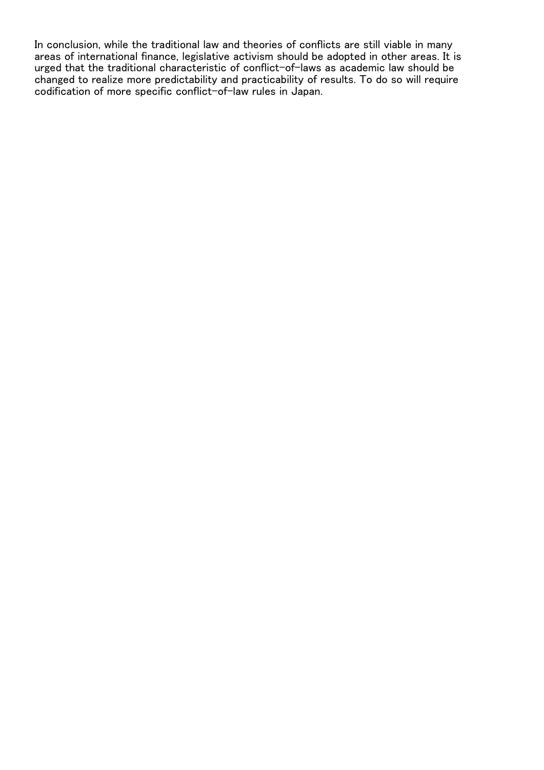In conclusion, while the traditional law and theories of conflicts are still viable in many areas of international finance, legislative activism should be adopted in other areas. It is urged that the traditional characteristic of conflict-of-laws as academic law should be changed to realize more predictability and practicability of results. To do so will require codification of more specific conflict-of-law rules in Japan.